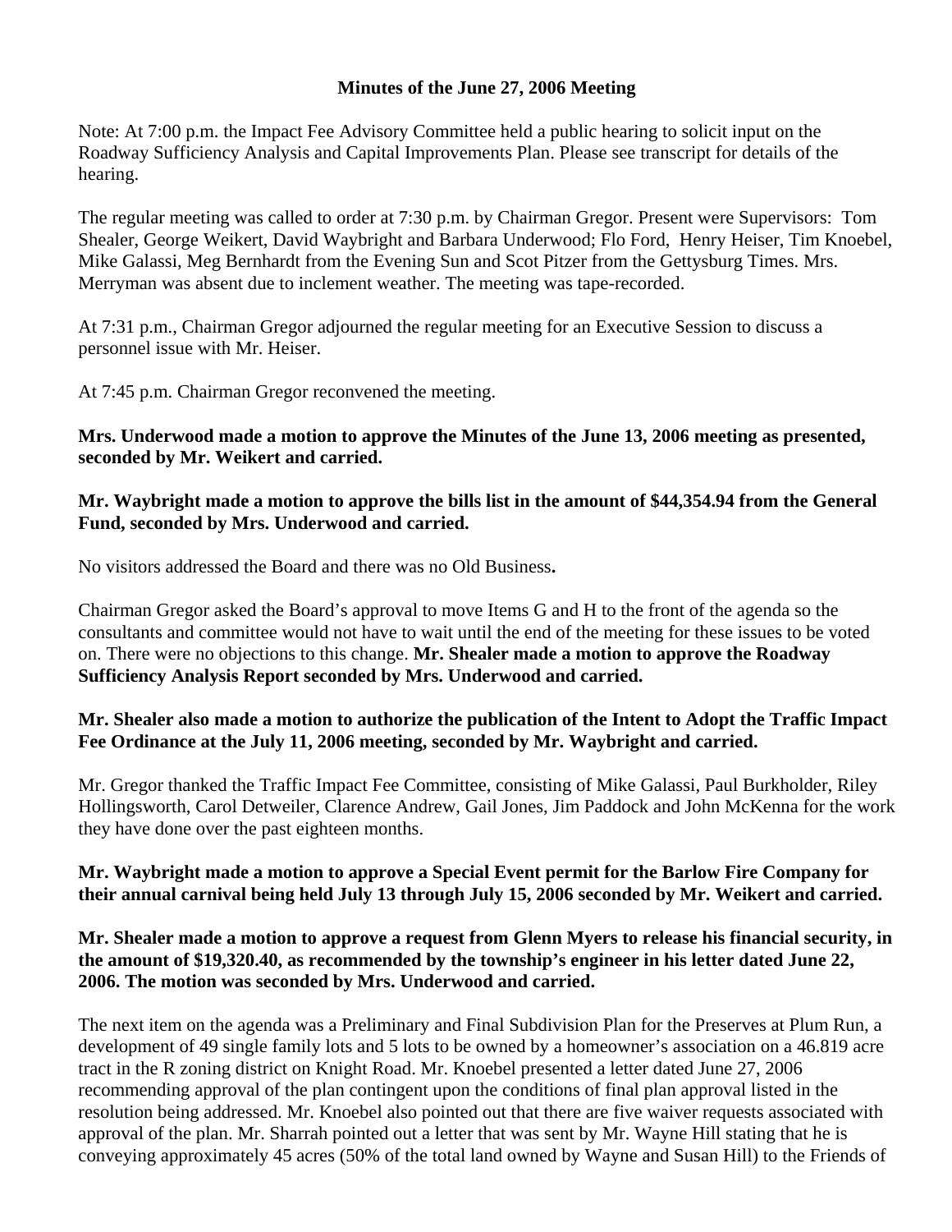**Minutes of the June 27, 2006 Meeting**

Note: At 7:00 p.m. the Impact Fee Advisory Committee held a public hearing to solicit input on the Roadway Sufficiency Analysis and Capital Improvements Plan. Please see transcript for details of the hearing.

The regular meeting was called to order at 7:30 p.m. by Chairman Gregor. Present were Supervisors: Tom Shealer, George Weikert, David Waybright and Barbara Underwood; Flo Ford, Henry Heiser, Tim Knoebel, Mike Galassi, Meg Bernhardt from the Evening Sun and Scot Pitzer from the Gettysburg Times. Mrs. Merryman was absent due to inclement weather. The meeting was tape-recorded.

At 7:31 p.m., Chairman Gregor adjourned the regular meeting for an Executive Session to discuss a personnel issue with Mr. Heiser.

At 7:45 p.m. Chairman Gregor reconvened the meeting.

**Mrs. Underwood made a motion to approve the Minutes of the June 13, 2006 meeting as presented, seconded by Mr. Weikert and carried.**

**Mr. Waybright made a motion to approve the bills list in the amount of $44,354.94 from the General Fund, seconded by Mrs. Underwood and carried.**

No visitors addressed the Board and there was no Old Business**.**

Chairman Gregor asked the Board's approval to move Items G and H to the front of the agenda so the consultants and committee would not have to wait until the end of the meeting for these issues to be voted on. There were no objections to this change. **Mr. Shealer made a motion to approve the Roadway Sufficiency Analysis Report seconded by Mrs. Underwood and carried.**

**Mr. Shealer also made a motion to authorize the publication of the Intent to Adopt the Traffic Impact Fee Ordinance at the July 11, 2006 meeting, seconded by Mr. Waybright and carried.**

Mr. Gregor thanked the Traffic Impact Fee Committee, consisting of Mike Galassi, Paul Burkholder, Riley Hollingsworth, Carol Detweiler, Clarence Andrew, Gail Jones, Jim Paddock and John McKenna for the work they have done over the past eighteen months.

**Mr. Waybright made a motion to approve a Special Event permit for the Barlow Fire Company for their annual carnival being held July 13 through July 15, 2006 seconded by Mr. Weikert and carried.**

**Mr. Shealer made a motion to approve a request from Glenn Myers to release his financial security, in the amount of $19,320.40, as recommended by the township's engineer in his letter dated June 22, 2006. The motion was seconded by Mrs. Underwood and carried.**

The next item on the agenda was a Preliminary and Final Subdivision Plan for the Preserves at Plum Run, a development of 49 single family lots and 5 lots to be owned by a homeowner's association on a 46.819 acre tract in the R zoning district on Knight Road. Mr. Knoebel presented a letter dated June 27, 2006 recommending approval of the plan contingent upon the conditions of final plan approval listed in the resolution being addressed. Mr. Knoebel also pointed out that there are five waiver requests associated with approval of the plan. Mr. Sharrah pointed out a letter that was sent by Mr. Wayne Hill stating that he is conveying approximately 45 acres (50% of the total land owned by Wayne and Susan Hill) to the Friends of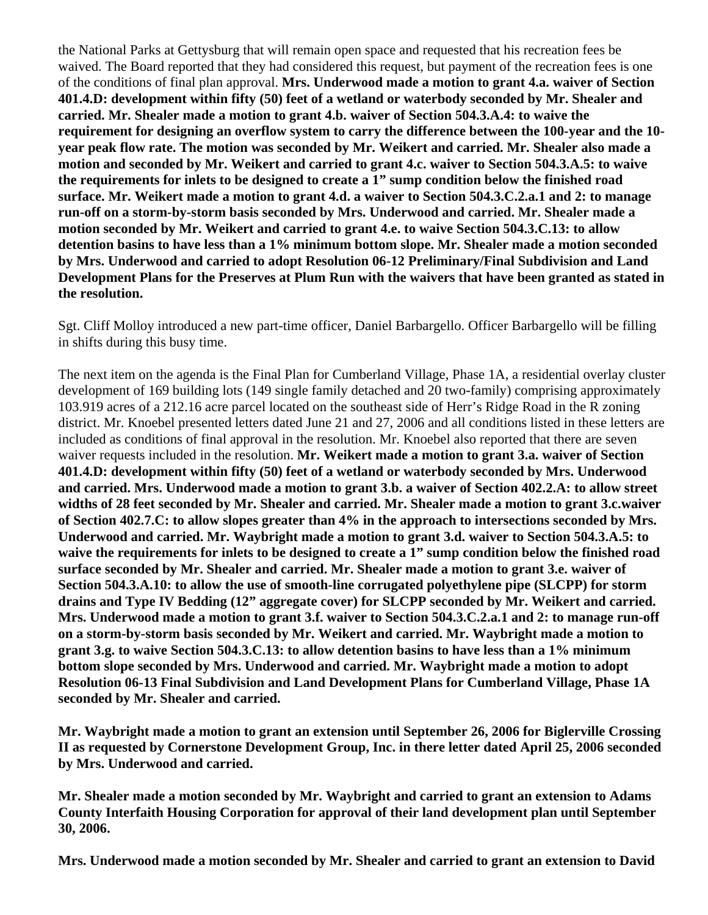the National Parks at Gettysburg that will remain open space and requested that his recreation fees be waived. The Board reported that they had considered this request, but payment of the recreation fees is one of the conditions of final plan approval. **Mrs. Underwood made a motion to grant 4.a. waiver of Section 401.4.D: development within fifty (50) feet of a wetland or waterbody seconded by Mr. Shealer and carried. Mr. Shealer made a motion to grant 4.b. waiver of Section 504.3.A.4: to waive the requirement for designing an overflow system to carry the difference between the 100-year and the 10-year peak flow rate. The motion was seconded by Mr. Weikert and carried. Mr. Shealer also made a motion and seconded by Mr. Weikert and carried to grant 4.c. waiver to Section 504.3.A.5: to waive the requirements for inlets to be designed to create a 1" sump condition below the finished road surface. Mr. Weikert made a motion to grant 4.d. a waiver to Section 504.3.C.2.a.1 and 2: to manage run-off on a storm-by-storm basis seconded by Mrs. Underwood and carried. Mr. Shealer made a motion seconded by Mr. Weikert and carried to grant 4.e. to waive Section 504.3.C.13: to allow detention basins to have less than a 1% minimum bottom slope. Mr. Shealer made a motion seconded by Mrs. Underwood and carried to adopt Resolution 06-12 Preliminary/Final Subdivision and Land Development Plans for the Preserves at Plum Run with the waivers that have been granted as stated in the resolution.**

Sgt. Cliff Molloy introduced a new part-time officer, Daniel Barbargello. Officer Barbargello will be filling in shifts during this busy time.

The next item on the agenda is the Final Plan for Cumberland Village, Phase 1A, a residential overlay cluster development of 169 building lots (149 single family detached and 20 two-family) comprising approximately 103.919 acres of a 212.16 acre parcel located on the southeast side of Herr's Ridge Road in the R zoning district. Mr. Knoebel presented letters dated June 21 and 27, 2006 and all conditions listed in these letters are included as conditions of final approval in the resolution. Mr. Knoebel also reported that there are seven waiver requests included in the resolution. **Mr. Weikert made a motion to grant 3.a. waiver of Section 401.4.D: development within fifty (50) feet of a wetland or waterbody seconded by Mrs. Underwood and carried. Mrs. Underwood made a motion to grant 3.b. a waiver of Section 402.2.A: to allow street widths of 28 feet seconded by Mr. Shealer and carried. Mr. Shealer made a motion to grant 3.c.waiver of Section 402.7.C: to allow slopes greater than 4% in the approach to intersections seconded by Mrs. Underwood and carried. Mr. Waybright made a motion to grant 3.d. waiver to Section 504.3.A.5: to waive the requirements for inlets to be designed to create a 1" sump condition below the finished road surface seconded by Mr. Shealer and carried. Mr. Shealer made a motion to grant 3.e. waiver of Section 504.3.A.10: to allow the use of smooth-line corrugated polyethylene pipe (SLCPP) for storm drains and Type IV Bedding (12" aggregate cover) for SLCPP seconded by Mr. Weikert and carried. Mrs. Underwood made a motion to grant 3.f. waiver to Section 504.3.C.2.a.1 and 2: to manage run-off on a storm-by-storm basis seconded by Mr. Weikert and carried. Mr. Waybright made a motion to grant 3.g. to waive Section 504.3.C.13: to allow detention basins to have less than a 1% minimum bottom slope seconded by Mrs. Underwood and carried. Mr. Waybright made a motion to adopt Resolution 06-13 Final Subdivision and Land Development Plans for Cumberland Village, Phase 1A seconded by Mr. Shealer and carried.**

**Mr. Waybright made a motion to grant an extension until September 26, 2006 for Biglerville Crossing II as requested by Cornerstone Development Group, Inc. in there letter dated April 25, 2006 seconded by Mrs. Underwood and carried.**

**Mr. Shealer made a motion seconded by Mr. Waybright and carried to grant an extension to Adams County Interfaith Housing Corporation for approval of their land development plan until September 30, 2006.**

**Mrs. Underwood made a motion seconded by Mr. Shealer and carried to grant an extension to David**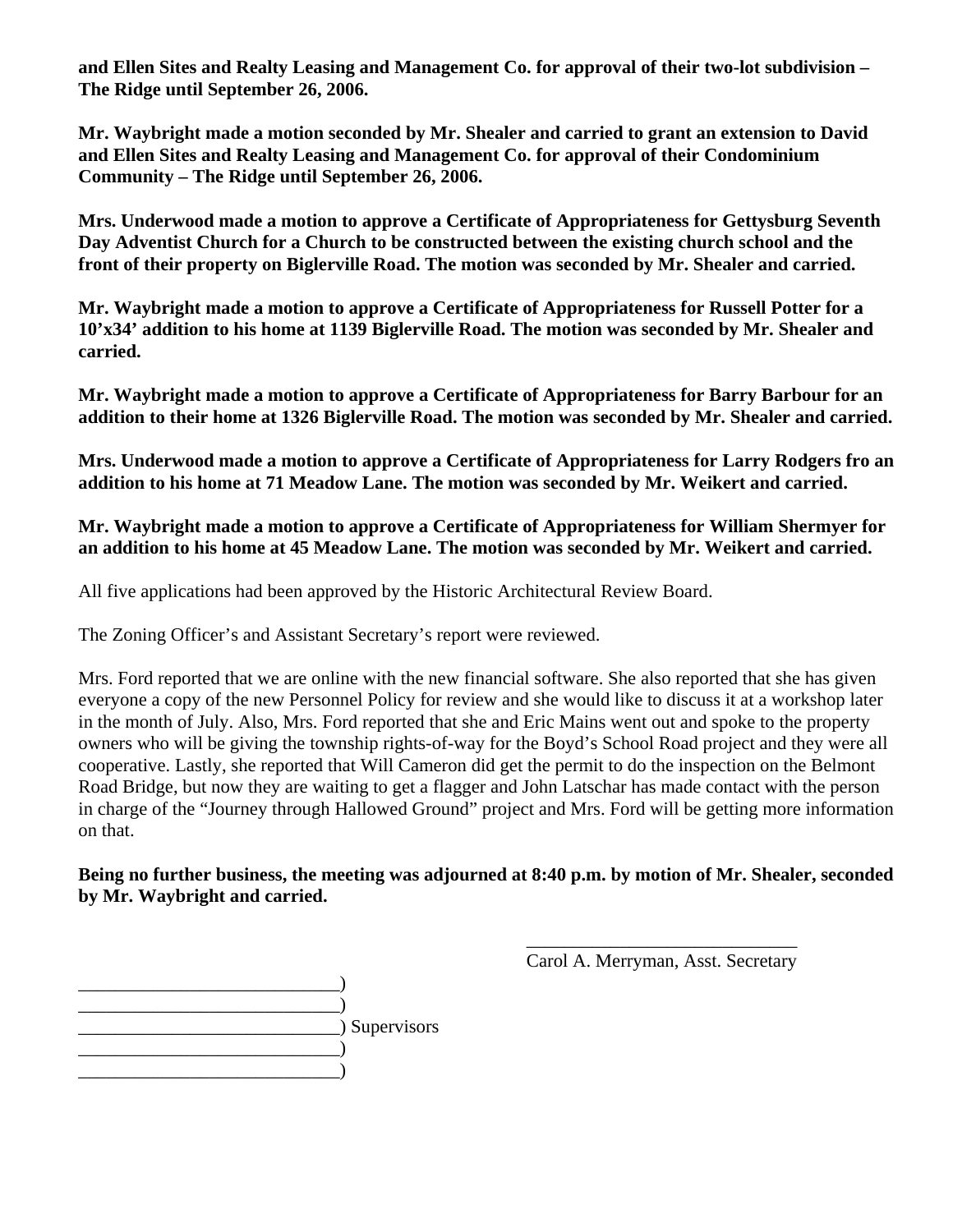**and Ellen Sites and Realty Leasing and Management Co. for approval of their two-lot subdivision – The Ridge until September 26, 2006.**

**Mr. Waybright made a motion seconded by Mr. Shealer and carried to grant an extension to David and Ellen Sites and Realty Leasing and Management Co. for approval of their Condominium Community – The Ridge until September 26, 2006.**

**Mrs. Underwood made a motion to approve a Certificate of Appropriateness for Gettysburg Seventh Day Adventist Church for a Church to be constructed between the existing church school and the front of their property on Biglerville Road. The motion was seconded by Mr. Shealer and carried.**

**Mr. Waybright made a motion to approve a Certificate of Appropriateness for Russell Potter for a 10'x34' addition to his home at 1139 Biglerville Road. The motion was seconded by Mr. Shealer and carried.**

**Mr. Waybright made a motion to approve a Certificate of Appropriateness for Barry Barbour for an addition to their home at 1326 Biglerville Road. The motion was seconded by Mr. Shealer and carried.**

**Mrs. Underwood made a motion to approve a Certificate of Appropriateness for Larry Rodgers fro an addition to his home at 71 Meadow Lane. The motion was seconded by Mr. Weikert and carried.**

**Mr. Waybright made a motion to approve a Certificate of Appropriateness for William Shermyer for an addition to his home at 45 Meadow Lane. The motion was seconded by Mr. Weikert and carried.**

All five applications had been approved by the Historic Architectural Review Board.

The Zoning Officer's and Assistant Secretary's report were reviewed.

Mrs. Ford reported that we are online with the new financial software. She also reported that she has given everyone a copy of the new Personnel Policy for review and she would like to discuss it at a workshop later in the month of July. Also, Mrs. Ford reported that she and Eric Mains went out and spoke to the property owners who will be giving the township rights-of-way for the Boyd's School Road project and they were all cooperative. Lastly, she reported that Will Cameron did get the permit to do the inspection on the Belmont Road Bridge, but now they are waiting to get a flagger and John Latschar has made contact with the person in charge of the "Journey through Hallowed Ground" project and Mrs. Ford will be getting more information on that.

**Being no further business, the meeting was adjourned at 8:40 p.m. by motion of Mr. Shealer, seconded by Mr. Waybright and carried.**

______________________________
Carol A. Merryman, Asst. Secretary

______________________________)
______________________________)
______________________________) Supervisors
______________________________)
______________________________)